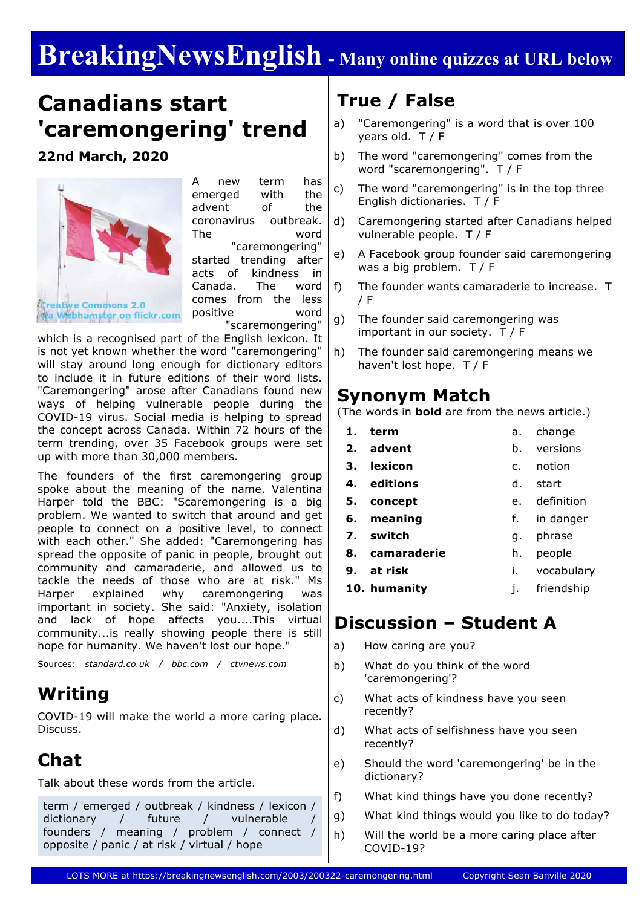# BreakingNewsEnglish - Many online quizzes at URL below

## Canadians start 'caremongering' trend

**22nd March, 2020**

Creative Commons 2.0 via Webhamster on flickr.com

A new term has emerged with the advent of the coronavirus outbreak. The word "caremongering" started trending after acts of kindness in Canada. The word comes from the less positive word "scaremongering" which is a recognised part of the English lexicon. It is not yet known whether the word "caremongering" will stay around long enough for dictionary editors to include it in future editions of their word lists. "Caremongering" arose after Canadians found new ways of helping vulnerable people during the COVID-19 virus. Social media is helping to spread the concept across Canada. Within 72 hours of the term trending, over 35 Facebook groups were set up with more than 30,000 members.

The founders of the first caremongering group spoke about the meaning of the name. Valentina Harper told the BBC: "Scaremongering is a big problem. We wanted to switch that around and get people to connect on a positive level, to connect with each other." She added: "Caremongering has spread the opposite of panic in people, brought out community and camaraderie, and allowed us to tackle the needs of those who are at risk." Ms Harper explained why caremongering was important in society. She said: "Anxiety, isolation and lack of hope affects you....This virtual community...is really showing people there is still hope for humanity. We haven't lost our hope."

Sources: *standard.co.uk* / *bbc.com* / *ctvnews.com*

## Writing

COVID-19 will make the world a more caring place. Discuss.

## Chat

Talk about these words from the article.

term / emerged / outbreak / kindness / lexicon / dictionary / future / vulnerable / founders / meaning / problem / connect / opposite / panic / at risk / virtual / hope

## True / False

a) "Caremongering" is a word that is over 100 years old. T / F

b) The word "caremongering" comes from the word "scaremongering". T / F

c) The word "caremongering" is in the top three English dictionaries. T / F

d) Caremongering started after Canadians helped vulnerable people. T / F

e) A Facebook group founder said caremongering was a big problem. T / F

f) The founder wants camaraderie to increase. T / F

g) The founder said caremongering was important in our society. T / F

h) The founder said caremongering means we haven't lost hope. T / F

## Synonym Match

(The words in **bold** are from the news article.)

| | | | |
|---|---|---|---|
| 1. | **term** | a. | change |
| 2. | **advent** | b. | versions |
| 3. | **lexicon** | c. | notion |
| 4. | **editions** | d. | start |
| 5. | **concept** | e. | definition |
| 6. | **meaning** | f. | in danger |
| 7. | **switch** | g. | phrase |
| 8. | **camaraderie** | h. | people |
| 9. | **at risk** | i. | vocabulary |
| 10. | **humanity** | j. | friendship |

## Discussion – Student A

a) How caring are you?

b) What do you think of the word 'caremongering'?

c) What acts of kindness have you seen recently?

d) What acts of selfishness have you seen recently?

e) Should the word 'caremongering' be in the dictionary?

f) What kind things have you done recently?

g) What kind things would you like to do today?

h) Will the world be a more caring place after COVID-19?

LOTS MORE at https://breakingnewsenglish.com/2003/200322-caremongering.html Copyright Sean Banville 2020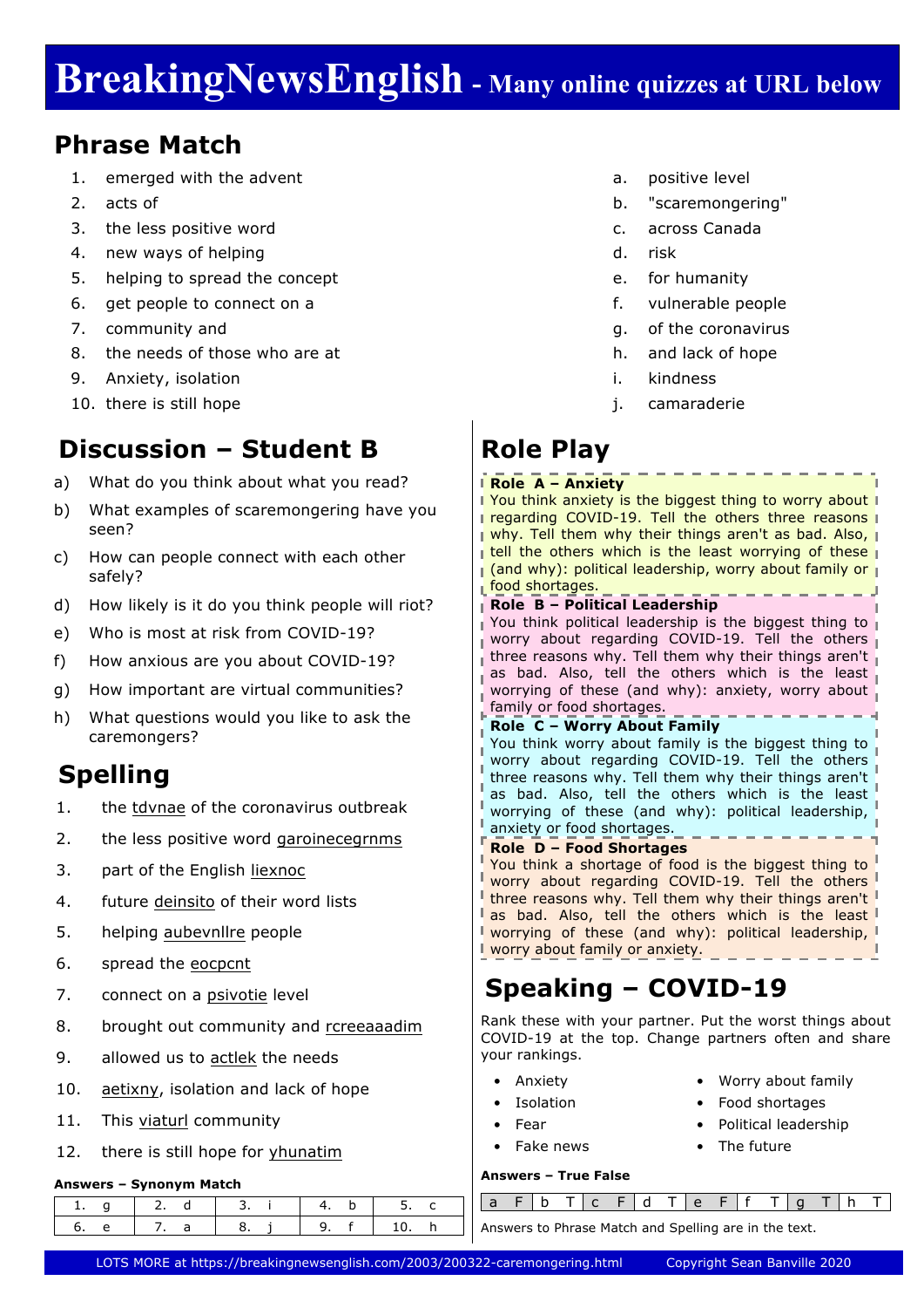## Phrase Match

1. emerged with the advent
2. acts of
3. the less positive word
4. new ways of helping
5. helping to spread the concept
6. get people to connect on a
7. community and
8. the needs of those who are at
9. Anxiety, isolation
10. there is still hope

a. positive level
b. "scaremongering"
c. across Canada
d. risk
e. for humanity
f. vulnerable people
g. of the coronavirus
h. and lack of hope
i. kindness
j. camaraderie

## Discussion – Student B

a) What do you think about what you read?
b) What examples of scaremongering have you seen?
c) How can people connect with each other safely?
d) How likely is it do you think people will riot?
e) Who is most at risk from COVID-19?
f) How anxious are you about COVID-19?
g) How important are virtual communities?
h) What questions would you like to ask the caremongers?

## Spelling

1. the tdvnae of the coronavirus outbreak
2. the less positive word garoinecegrnms
3. part of the English liexnoc
4. future deinsito of their word lists
5. helping aubevnllre people
6. spread the eocpcnt
7. connect on a psivotie level
8. brought out community and rcreeaaadim
9. allowed us to actlek the needs
10. aetixny, isolation and lack of hope
11. This viaturl community
12. there is still hope for yhunatim

**Answers – Synonym Match**

| | | | | |
|---|---|---|---|---|
| 1. g | 2. d | 3. i | 4. b | 5. c |
| 6. e | 7. a | 8. j | 9. f | 10. h |

## Role Play

**Role A – Anxiety**
You think anxiety is the biggest thing to worry about regarding COVID-19. Tell the others three reasons why. Tell them why their things aren't as bad. Also, tell the others which is the least worrying of these (and why): political leadership, worry about family or food shortages.

**Role B – Political Leadership**
You think political leadership is the biggest thing to worry about regarding COVID-19. Tell the others three reasons why. Tell them why their things aren't as bad. Also, tell the others which is the least worrying of these (and why): anxiety, worry about family or food shortages.

**Role C – Worry About Family**
You think worry about family is the biggest thing to worry about regarding COVID-19. Tell the others three reasons why. Tell them why their things aren't as bad. Also, tell the others which is the least worrying of these (and why): political leadership, anxiety or food shortages.

**Role D – Food Shortages**
You think a shortage of food is the biggest thing to worry about regarding COVID-19. Tell the others three reasons why. Tell them why their things aren't as bad. Also, tell the others which is the least worrying of these (and why): political leadership, worry about family or anxiety.

## Speaking – COVID-19

Rank these with your partner. Put the worst things about COVID-19 at the top. Change partners often and share your rankings.

- Anxiety
- Isolation
- Fear
- Fake news
- Worry about family
- Food shortages
- Political leadership
- The future

**Answers – True False**

| | | | | | | | | | | | | | | | |
|---|---|---|---|---|---|---|---|---|---|---|---|---|---|---|---|
| a | F | b | T | c | F | d | T | e | F | f | T | g | T | h | T |

Answers to Phrase Match and Spelling are in the text.